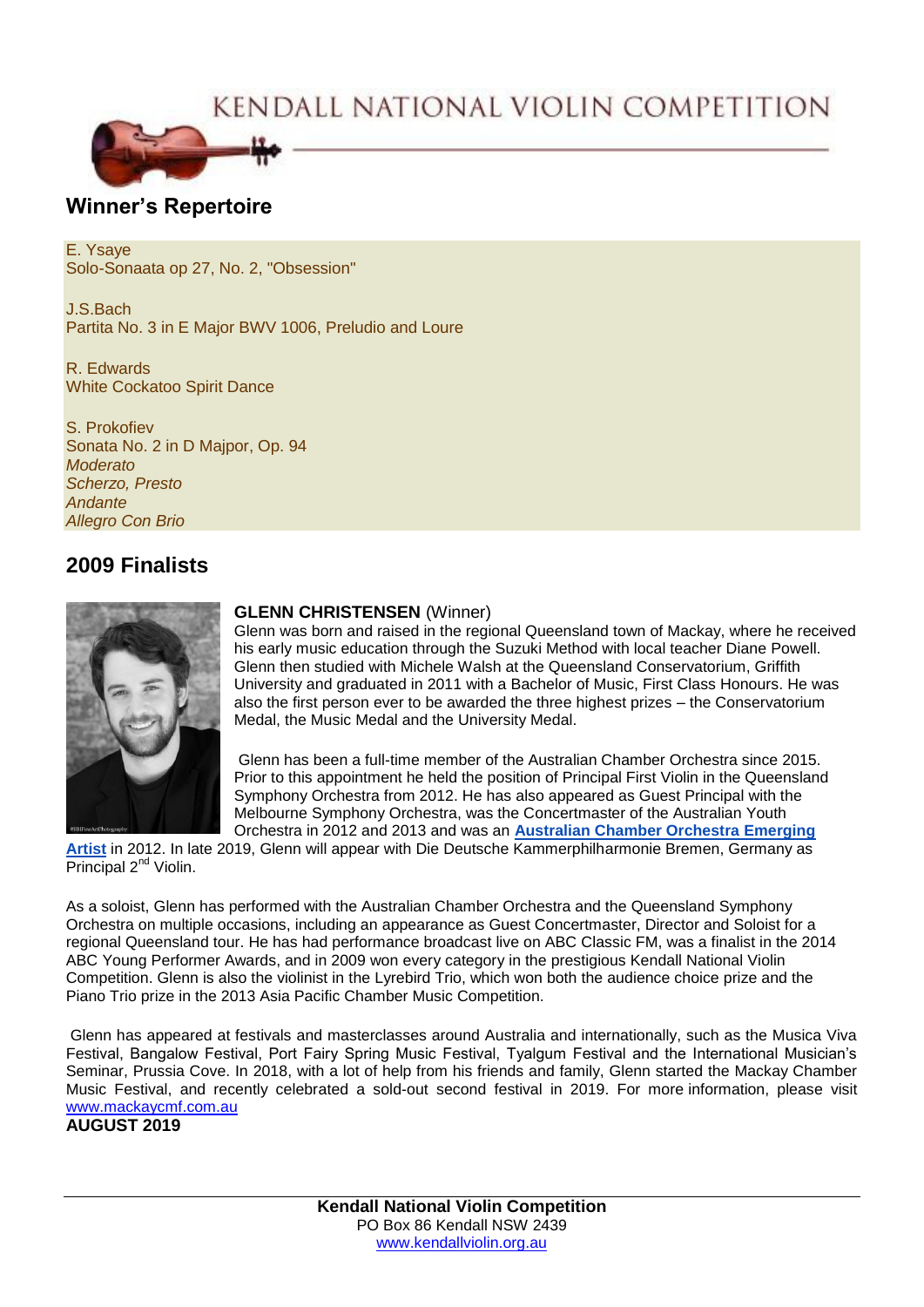# KENDALL NATIONAL VIOLIN COMPETITION

## Winner's Repertoire

E. Ysaye
Solo-Sonaata op 27, No. 2, "Obsession"

J.S.Bach
Partita No. 3 in E Major BWV 1006, Preludio and Loure

R. Edwards
White Cockatoo Spirit Dance

S. Prokofiev
Sonata No. 2 in D Majpor, Op. 94
*Moderato*
*Scherzo, Presto*
*Andante*
*Allegro Con Brio*

## 2009 Finalists

**GLENN CHRISTENSEN** (Winner)
Glenn was born and raised in the regional Queensland town of Mackay, where he received his early music education through the Suzuki Method with local teacher Diane Powell. Glenn then studied with Michele Walsh at the Queensland Conservatorium, Griffith University and graduated in 2011 with a Bachelor of Music, First Class Honours. He was also the first person ever to be awarded the three highest prizes – the Conservatorium Medal, the Music Medal and the University Medal.

Glenn has been a full-time member of the Australian Chamber Orchestra since 2015. Prior to this appointment he held the position of Principal First Violin in the Queensland Symphony Orchestra from 2012. He has also appeared as Guest Principal with the Melbourne Symphony Orchestra, was the Concertmaster of the Australian Youth Orchestra in 2012 and 2013 and was an **Australian Chamber Orchestra Emerging Artist** in 2012. In late 2019, Glenn will appear with Die Deutsche Kammerphilharmonie Bremen, Germany as Principal 2nd Violin.

As a soloist, Glenn has performed with the Australian Chamber Orchestra and the Queensland Symphony Orchestra on multiple occasions, including an appearance as Guest Concertmaster, Director and Soloist for a regional Queensland tour. He has had performance broadcast live on ABC Classic FM, was a finalist in the 2014 ABC Young Performer Awards, and in 2009 won every category in the prestigious Kendall National Violin Competition. Glenn is also the violinist in the Lyrebird Trio, which won both the audience choice prize and the Piano Trio prize in the 2013 Asia Pacific Chamber Music Competition.

Glenn has appeared at festivals and masterclasses around Australia and internationally, such as the Musica Viva Festival, Bangalow Festival, Port Fairy Spring Music Festival, Tyalgum Festival and the International Musician's Seminar, Prussia Cove. In 2018, with a lot of help from his friends and family, Glenn started the Mackay Chamber Music Festival, and recently celebrated a sold-out second festival in 2019. For more information, please visit www.mackaycmf.com.au

**AUGUST 2019**

**Kendall National Violin Competition**
PO Box 86 Kendall NSW 2439
www.kendallviolin.org.au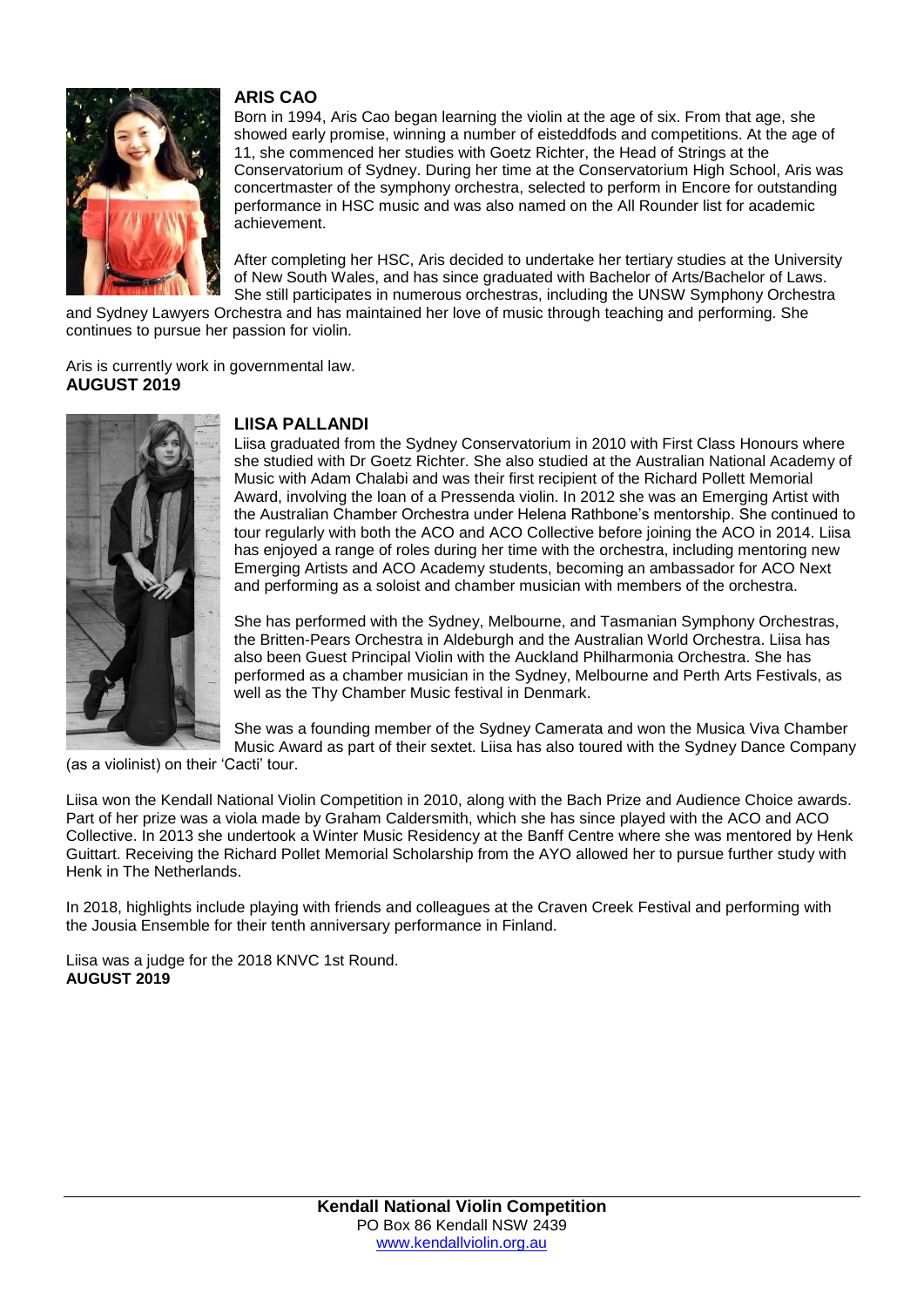## ARIS CAO

Born in 1994, Aris Cao began learning the violin at the age of six. From that age, she showed early promise, winning a number of eisteddfods and competitions. At the age of 11, she commenced her studies with Goetz Richter, the Head of Strings at the Conservatorium of Sydney. During her time at the Conservatorium High School, Aris was concertmaster of the symphony orchestra, selected to perform in Encore for outstanding performance in HSC music and was also named on the All Rounder list for academic achievement.

After completing her HSC, Aris decided to undertake her tertiary studies at the University of New South Wales, and has since graduated with Bachelor of Arts/Bachelor of Laws. She still participates in numerous orchestras, including the UNSW Symphony Orchestra and Sydney Lawyers Orchestra and has maintained her love of music through teaching and performing. She continues to pursue her passion for violin.

Aris is currently work in governmental law.

**AUGUST 2019**

## LIISA PALLANDI

Liisa graduated from the Sydney Conservatorium in 2010 with First Class Honours where she studied with Dr Goetz Richter. She also studied at the Australian National Academy of Music with Adam Chalabi and was their first recipient of the Richard Pollett Memorial Award, involving the loan of a Pressenda violin. In 2012 she was an Emerging Artist with the Australian Chamber Orchestra under Helena Rathbone's mentorship. She continued to tour regularly with both the ACO and ACO Collective before joining the ACO in 2014. Liisa has enjoyed a range of roles during her time with the orchestra, including mentoring new Emerging Artists and ACO Academy students, becoming an ambassador for ACO Next and performing as a soloist and chamber musician with members of the orchestra.

She has performed with the Sydney, Melbourne, and Tasmanian Symphony Orchestras, the Britten-Pears Orchestra in Aldeburgh and the Australian World Orchestra. Liisa has also been Guest Principal Violin with the Auckland Philharmonia Orchestra. She has performed as a chamber musician in the Sydney, Melbourne and Perth Arts Festivals, as well as the Thy Chamber Music festival in Denmark.

She was a founding member of the Sydney Camerata and won the Musica Viva Chamber Music Award as part of their sextet. Liisa has also toured with the Sydney Dance Company (as a violinist) on their 'Cacti' tour.

Liisa won the Kendall National Violin Competition in 2010, along with the Bach Prize and Audience Choice awards. Part of her prize was a viola made by Graham Caldersmith, which she has since played with the ACO and ACO Collective. In 2013 she undertook a Winter Music Residency at the Banff Centre where she was mentored by Henk Guittart. Receiving the Richard Pollet Memorial Scholarship from the AYO allowed her to pursue further study with Henk in The Netherlands.

In 2018, highlights include playing with friends and colleagues at the Craven Creek Festival and performing with the Jousia Ensemble for their tenth anniversary performance in Finland.

Liisa was a judge for the 2018 KNVC 1st Round.

**AUGUST 2019**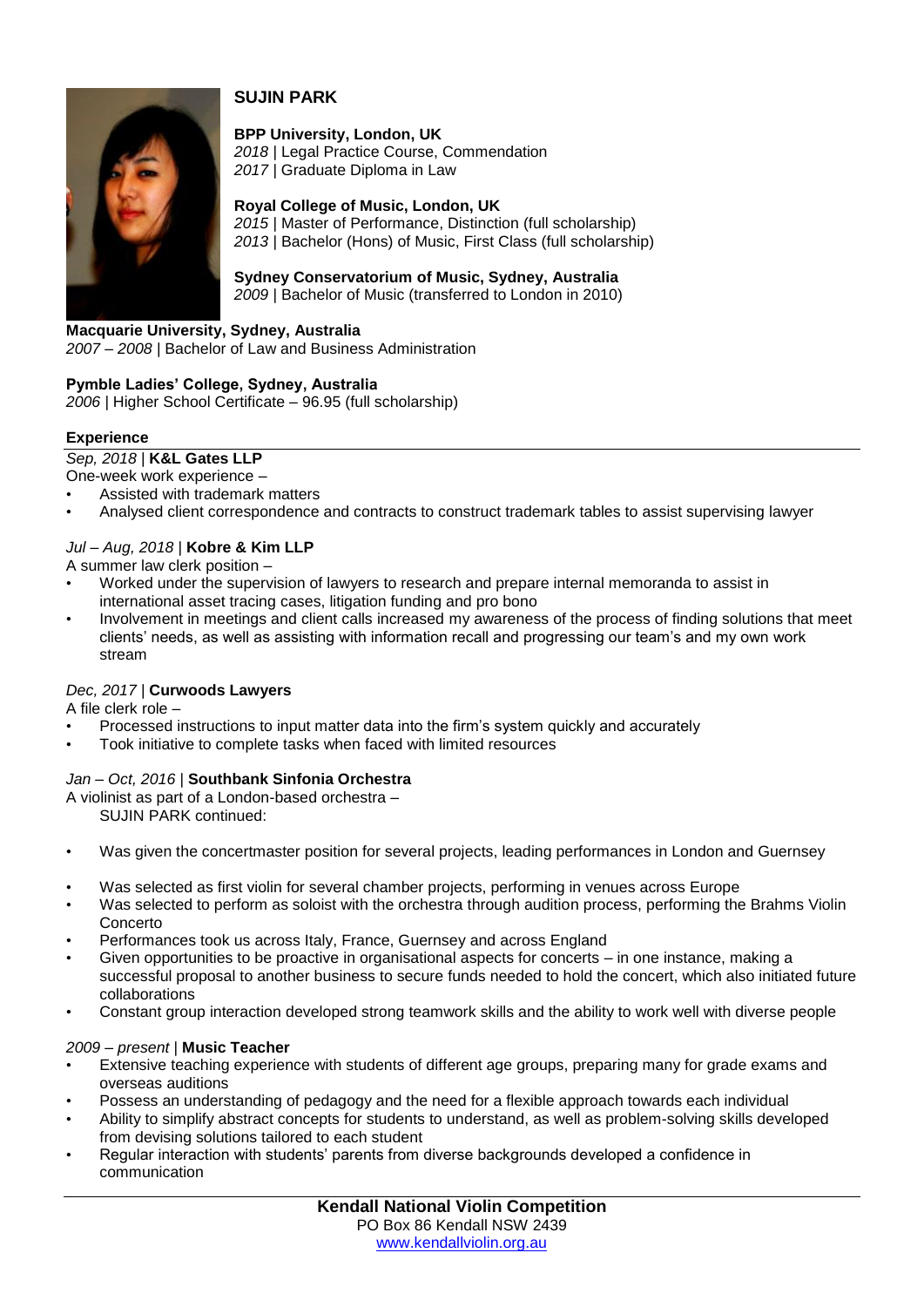# SUJIN PARK

**BPP University, London, UK**
*2018* | Legal Practice Course, Commendation
*2017* | Graduate Diploma in Law

**Royal College of Music, London, UK**
*2015* | Master of Performance, Distinction (full scholarship)
*2013* | Bachelor (Hons) of Music, First Class (full scholarship)

**Sydney Conservatorium of Music, Sydney, Australia**
*2009* | Bachelor of Music (transferred to London in 2010)

**Macquarie University, Sydney, Australia**
*2007 – 2008* | Bachelor of Law and Business Administration

**Pymble Ladies' College, Sydney, Australia**
*2006* | Higher School Certificate – 96.95 (full scholarship)

## Experience

*Sep, 2018* | **K&L Gates LLP**
One-week work experience –

- Assisted with trademark matters
- Analysed client correspondence and contracts to construct trademark tables to assist supervising lawyer

*Jul – Aug, 2018* | **Kobre & Kim LLP**
A summer law clerk position –

- Worked under the supervision of lawyers to research and prepare internal memoranda to assist in international asset tracing cases, litigation funding and pro bono
- Involvement in meetings and client calls increased my awareness of the process of finding solutions that meet clients' needs, as well as assisting with information recall and progressing our team's and my own work stream

*Dec, 2017* | **Curwoods Lawyers**
A file clerk role –

- Processed instructions to input matter data into the firm's system quickly and accurately
- Took initiative to complete tasks when faced with limited resources

*Jan – Oct, 2016* | **Southbank Sinfonia Orchestra**
A violinist as part of a London-based orchestra –

SUJIN PARK continued:

- Was given the concertmaster position for several projects, leading performances in London and Guernsey
- Was selected as first violin for several chamber projects, performing in venues across Europe
- Was selected to perform as soloist with the orchestra through audition process, performing the Brahms Violin Concerto
- Performances took us across Italy, France, Guernsey and across England
- Given opportunities to be proactive in organisational aspects for concerts – in one instance, making a successful proposal to another business to secure funds needed to hold the concert, which also initiated future collaborations
- Constant group interaction developed strong teamwork skills and the ability to work well with diverse people

*2009 – present* | **Music Teacher**

- Extensive teaching experience with students of different age groups, preparing many for grade exams and overseas auditions
- Possess an understanding of pedagogy and the need for a flexible approach towards each individual
- Ability to simplify abstract concepts for students to understand, as well as problem-solving skills developed from devising solutions tailored to each student
- Regular interaction with students' parents from diverse backgrounds developed a confidence in communication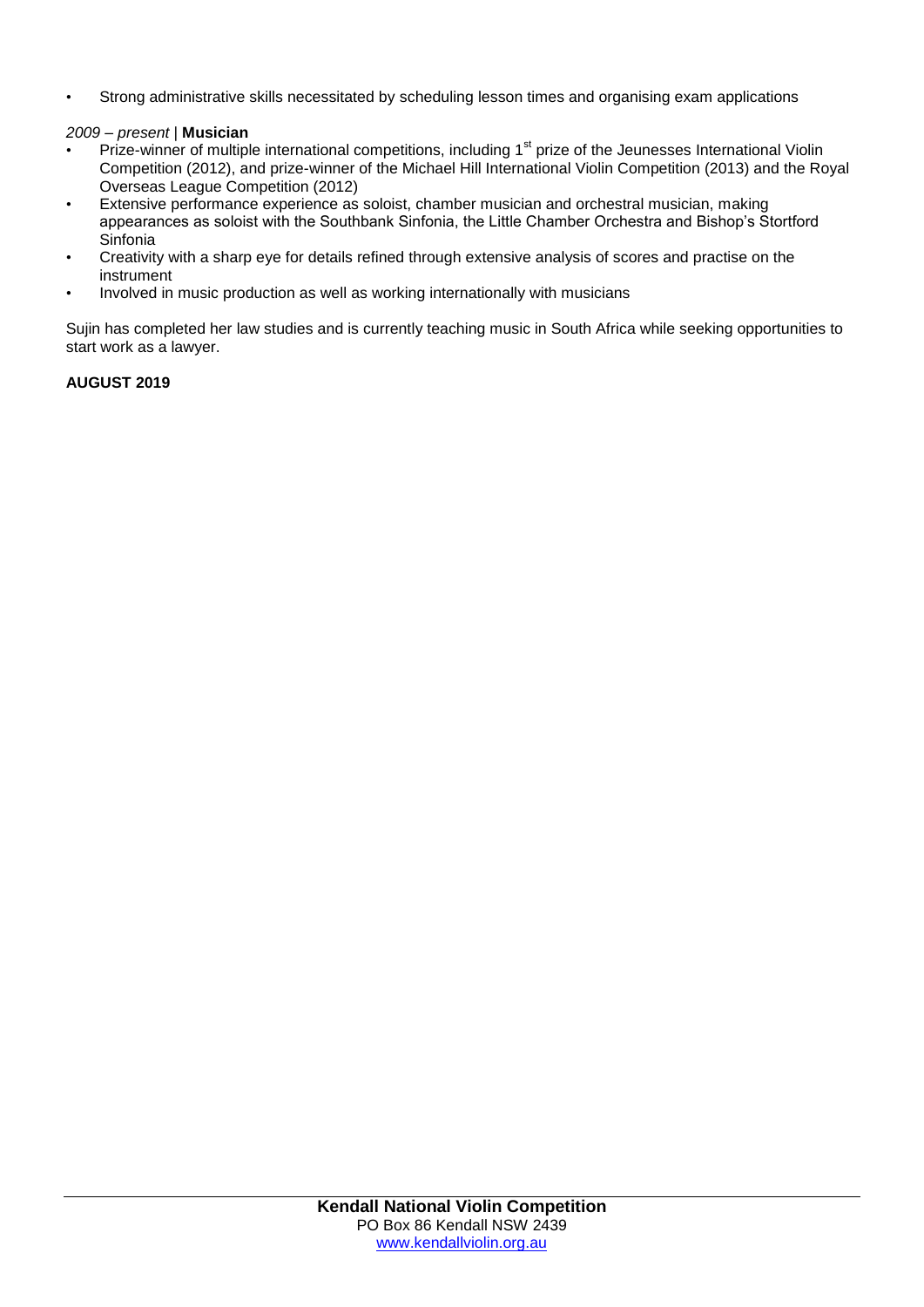- Strong administrative skills necessitated by scheduling lesson times and organising exam applications

*2009 – present* | **Musician**

- Prize-winner of multiple international competitions, including 1st prize of the Jeunesses International Violin Competition (2012), and prize-winner of the Michael Hill International Violin Competition (2013) and the Royal Overseas League Competition (2012)
- Extensive performance experience as soloist, chamber musician and orchestral musician, making appearances as soloist with the Southbank Sinfonia, the Little Chamber Orchestra and Bishop's Stortford Sinfonia
- Creativity with a sharp eye for details refined through extensive analysis of scores and practise on the instrument
- Involved in music production as well as working internationally with musicians

Sujin has completed her law studies and is currently teaching music in South Africa while seeking opportunities to start work as a lawyer.

**AUGUST 2019**